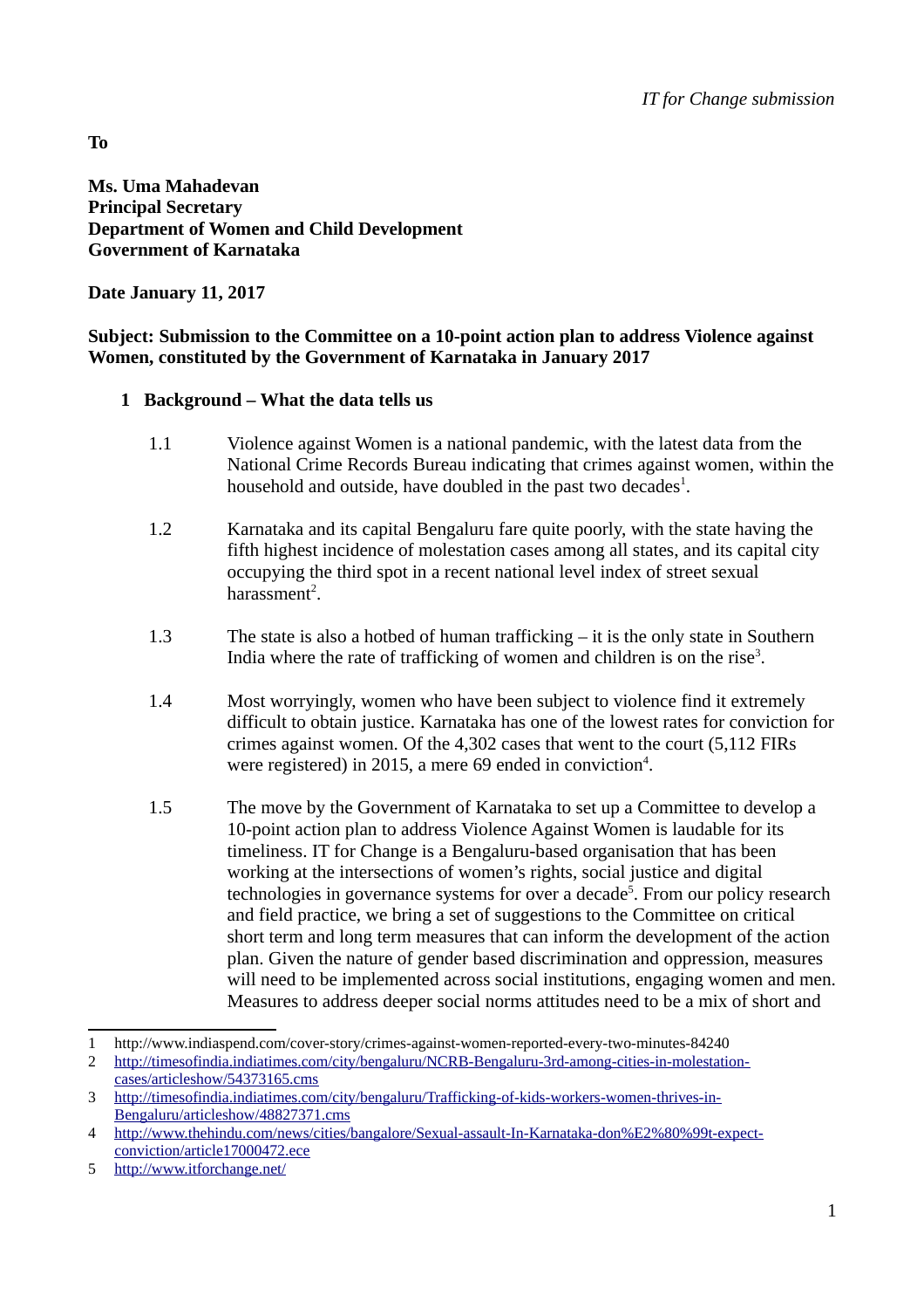*IT for Change submission*

**To**

**Ms. Uma Mahadevan**
**Principal Secretary**
**Department of Women and Child Development**
**Government of Karnataka**

**Date January 11, 2017**

**Subject: Submission to the Committee on a 10-point action plan to address Violence against Women, constituted by the Government of Karnataka in January 2017**

## 1 Background – What the data tells us

1.1 Violence against Women is a national pandemic, with the latest data from the National Crime Records Bureau indicating that crimes against women, within the household and outside, have doubled in the past two decades[1].

1.2 Karnataka and its capital Bengaluru fare quite poorly, with the state having the fifth highest incidence of molestation cases among all states, and its capital city occupying the third spot in a recent national level index of street sexual harassment[2].

1.3 The state is also a hotbed of human trafficking – it is the only state in Southern India where the rate of trafficking of women and children is on the rise[3].

1.4 Most worryingly, women who have been subject to violence find it extremely difficult to obtain justice. Karnataka has one of the lowest rates for conviction for crimes against women. Of the 4,302 cases that went to the court (5,112 FIRs were registered) in 2015, a mere 69 ended in conviction[4].

1.5 The move by the Government of Karnataka to set up a Committee to develop a 10-point action plan to address Violence Against Women is laudable for its timeliness. IT for Change is a Bengaluru-based organisation that has been working at the intersections of women's rights, social justice and digital technologies in governance systems for over a decade[5]. From our policy research and field practice, we bring a set of suggestions to the Committee on critical short term and long term measures that can inform the development of the action plan. Given the nature of gender based discrimination and oppression, measures will need to be implemented across social institutions, engaging women and men. Measures to address deeper social norms attitudes need to be a mix of short and

---

1 http://www.indiaspend.com/cover-story/crimes-against-women-reported-every-two-minutes-84240

2 http://timesofindia.indiatimes.com/city/bengaluru/NCRB-Bengaluru-3rd-among-cities-in-molestation-cases/articleshow/54373165.cms

3 http://timesofindia.indiatimes.com/city/bengaluru/Trafficking-of-kids-workers-women-thrives-in-Bengaluru/articleshow/48827371.cms

4 http://www.thehindu.com/news/cities/bangalore/Sexual-assault-In-Karnataka-don%E2%80%99t-expect-conviction/article17000472.ece

5 http://www.itforchange.net/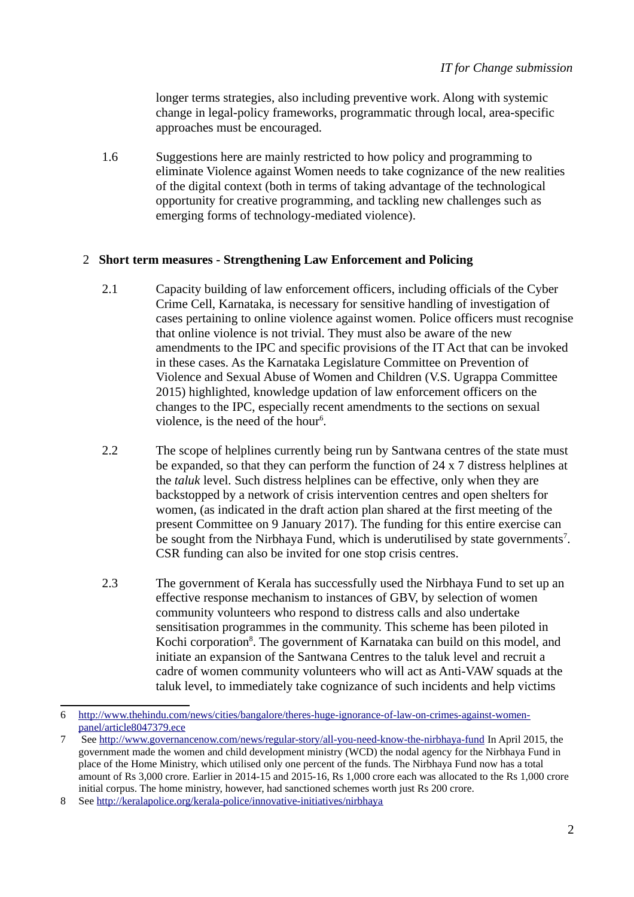longer terms strategies, also including preventive work. Along with systemic change in legal-policy frameworks, programmatic through local, area-specific approaches must be encouraged.

1.6 Suggestions here are mainly restricted to how policy and programming to eliminate Violence against Women needs to take cognizance of the new realities of the digital context (both in terms of taking advantage of the technological opportunity for creative programming, and tackling new challenges such as emerging forms of technology-mediated violence).

## 2 Short term measures - Strengthening Law Enforcement and Policing

2.1 Capacity building of law enforcement officers, including officials of the Cyber Crime Cell, Karnataka, is necessary for sensitive handling of investigation of cases pertaining to online violence against women. Police officers must recognise that online violence is not trivial. They must also be aware of the new amendments to the IPC and specific provisions of the IT Act that can be invoked in these cases. As the Karnataka Legislature Committee on Prevention of Violence and Sexual Abuse of Women and Children (V.S. Ugrappa Committee 2015) highlighted, knowledge updation of law enforcement officers on the changes to the IPC, especially recent amendments to the sections on sexual violence, is the need of the hour[6].

2.2 The scope of helplines currently being run by Santwana centres of the state must be expanded, so that they can perform the function of 24 x 7 distress helplines at the *taluk* level. Such distress helplines can be effective, only when they are backstopped by a network of crisis intervention centres and open shelters for women, (as indicated in the draft action plan shared at the first meeting of the present Committee on 9 January 2017). The funding for this entire exercise can be sought from the Nirbhaya Fund, which is underutilised by state governments[7]. CSR funding can also be invited for one stop crisis centres.

2.3 The government of Kerala has successfully used the Nirbhaya Fund to set up an effective response mechanism to instances of GBV, by selection of women community volunteers who respond to distress calls and also undertake sensitisation programmes in the community. This scheme has been piloted in Kochi corporation[8]. The government of Karnataka can build on this model, and initiate an expansion of the Santwana Centres to the taluk level and recruit a cadre of women community volunteers who will act as Anti-VAW squads at the taluk level, to immediately take cognizance of such incidents and help victims

---

6 http://www.thehindu.com/news/cities/bangalore/theres-huge-ignorance-of-law-on-crimes-against-women-panel/article8047379.ece

7 See http://www.governancenow.com/news/regular-story/all-you-need-know-the-nirbhaya-fund In April 2015, the government made the women and child development ministry (WCD) the nodal agency for the Nirbhaya Fund in place of the Home Ministry, which utilised only one percent of the funds. The Nirbhaya Fund now has a total amount of Rs 3,000 crore. Earlier in 2014-15 and 2015-16, Rs 1,000 crore each was allocated to the Rs 1,000 crore initial corpus. The home ministry, however, had sanctioned schemes worth just Rs 200 crore.

8 See http://keralapolice.org/kerala-police/innovative-initiatives/nirbhaya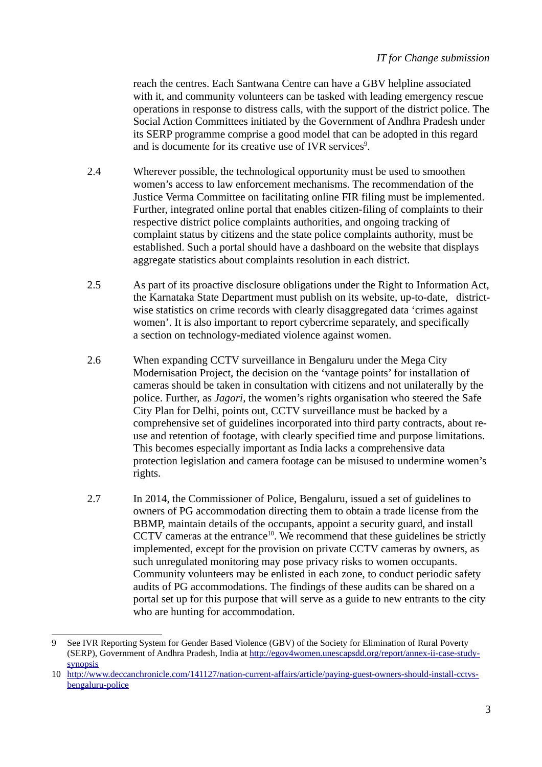reach the centres. Each Santwana Centre can have a GBV helpline associated with it, and community volunteers can be tasked with leading emergency rescue operations in response to distress calls, with the support of the district police. The Social Action Committees initiated by the Government of Andhra Pradesh under its SERP programme comprise a good model that can be adopted in this regard and is documente for its creative use of IVR services[9].

2.4 Wherever possible, the technological opportunity must be used to smoothen women's access to law enforcement mechanisms. The recommendation of the Justice Verma Committee on facilitating online FIR filing must be implemented. Further, integrated online portal that enables citizen-filing of complaints to their respective district police complaints authorities, and ongoing tracking of complaint status by citizens and the state police complaints authority, must be established. Such a portal should have a dashboard on the website that displays aggregate statistics about complaints resolution in each district.

2.5 As part of its proactive disclosure obligations under the Right to Information Act, the Karnataka State Department must publish on its website, up-to-date, district-wise statistics on crime records with clearly disaggregated data 'crimes against women'. It is also important to report cybercrime separately, and specifically a section on technology-mediated violence against women.

2.6 When expanding CCTV surveillance in Bengaluru under the Mega City Modernisation Project, the decision on the 'vantage points' for installation of cameras should be taken in consultation with citizens and not unilaterally by the police. Further, as *Jagori*, the women's rights organisation who steered the Safe City Plan for Delhi, points out, CCTV surveillance must be backed by a comprehensive set of guidelines incorporated into third party contracts, about re-use and retention of footage, with clearly specified time and purpose limitations. This becomes especially important as India lacks a comprehensive data protection legislation and camera footage can be misused to undermine women's rights.

2.7 In 2014, the Commissioner of Police, Bengaluru, issued a set of guidelines to owners of PG accommodation directing them to obtain a trade license from the BBMP, maintain details of the occupants, appoint a security guard, and install CCTV cameras at the entrance[10]. We recommend that these guidelines be strictly implemented, except for the provision on private CCTV cameras by owners, as such unregulated monitoring may pose privacy risks to women occupants. Community volunteers may be enlisted in each zone, to conduct periodic safety audits of PG accommodations. The findings of these audits can be shared on a portal set up for this purpose that will serve as a guide to new entrants to the city who are hunting for accommodation.

---

9 See IVR Reporting System for Gender Based Violence (GBV) of the Society for Elimination of Rural Poverty (SERP), Government of Andhra Pradesh, India at http://egov4women.unescapsdd.org/report/annex-ii-case-study-synopsis

10 http://www.deccanchronicle.com/141127/nation-current-affairs/article/paying-guest-owners-should-install-cctvs-bengaluru-police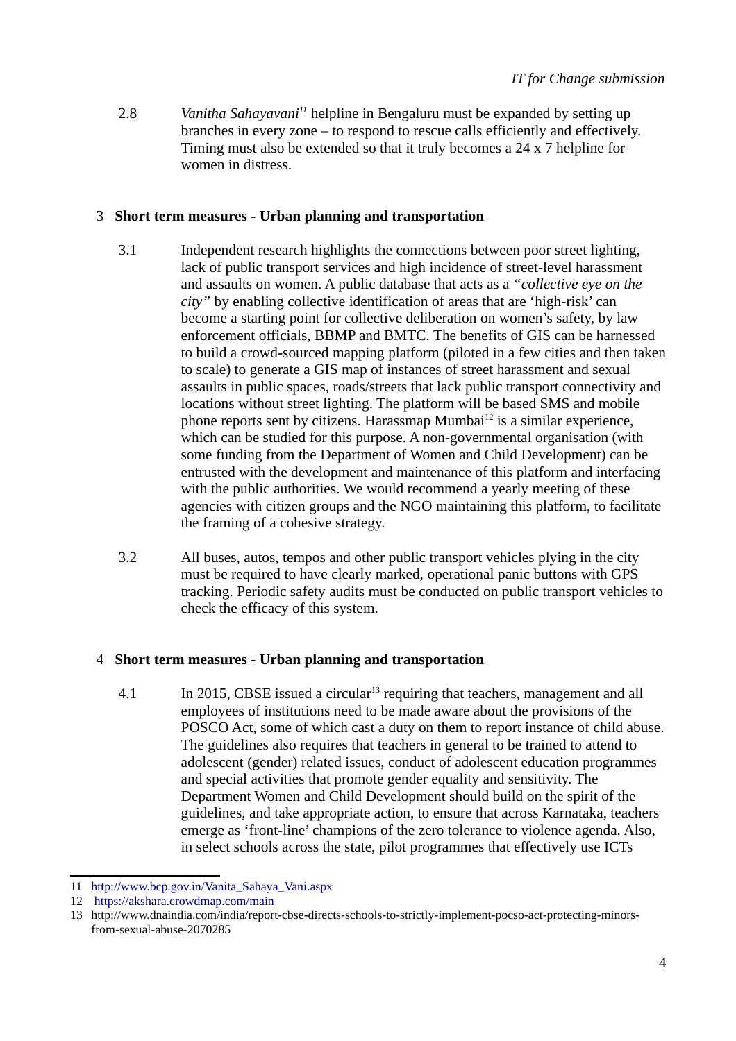2.8 *Vanitha Sahayavani*[11] helpline in Bengaluru must be expanded by setting up branches in every zone – to respond to rescue calls efficiently and effectively. Timing must also be extended so that it truly becomes a 24 x 7 helpline for women in distress.

## 3 Short term measures - Urban planning and transportation

3.1 Independent research highlights the connections between poor street lighting, lack of public transport services and high incidence of street-level harassment and assaults on women. A public database that acts as a *"collective eye on the city"* by enabling collective identification of areas that are 'high-risk' can become a starting point for collective deliberation on women's safety, by law enforcement officials, BBMP and BMTC. The benefits of GIS can be harnessed to build a crowd-sourced mapping platform (piloted in a few cities and then taken to scale) to generate a GIS map of instances of street harassment and sexual assaults in public spaces, roads/streets that lack public transport connectivity and locations without street lighting. The platform will be based SMS and mobile phone reports sent by citizens. Harassmap Mumbai[12] is a similar experience, which can be studied for this purpose. A non-governmental organisation (with some funding from the Department of Women and Child Development) can be entrusted with the development and maintenance of this platform and interfacing with the public authorities. We would recommend a yearly meeting of these agencies with citizen groups and the NGO maintaining this platform, to facilitate the framing of a cohesive strategy.

3.2 All buses, autos, tempos and other public transport vehicles plying in the city must be required to have clearly marked, operational panic buttons with GPS tracking. Periodic safety audits must be conducted on public transport vehicles to check the efficacy of this system.

## 4 Short term measures - Urban planning and transportation

4.1 In 2015, CBSE issued a circular[13] requiring that teachers, management and all employees of institutions need to be made aware about the provisions of the POSCO Act, some of which cast a duty on them to report instance of child abuse. The guidelines also requires that teachers in general to be trained to attend to adolescent (gender) related issues, conduct of adolescent education programmes and special activities that promote gender equality and sensitivity. The Department Women and Child Development should build on the spirit of the guidelines, and take appropriate action, to ensure that across Karnataka, teachers emerge as 'front-line' champions of the zero tolerance to violence agenda. Also, in select schools across the state, pilot programmes that effectively use ICTs

---

11 http://www.bcp.gov.in/Vanita_Sahaya_Vani.aspx

12 https://akshara.crowdmap.com/main

13 http://www.dnaindia.com/india/report-cbse-directs-schools-to-strictly-implement-pocso-act-protecting-minors-from-sexual-abuse-2070285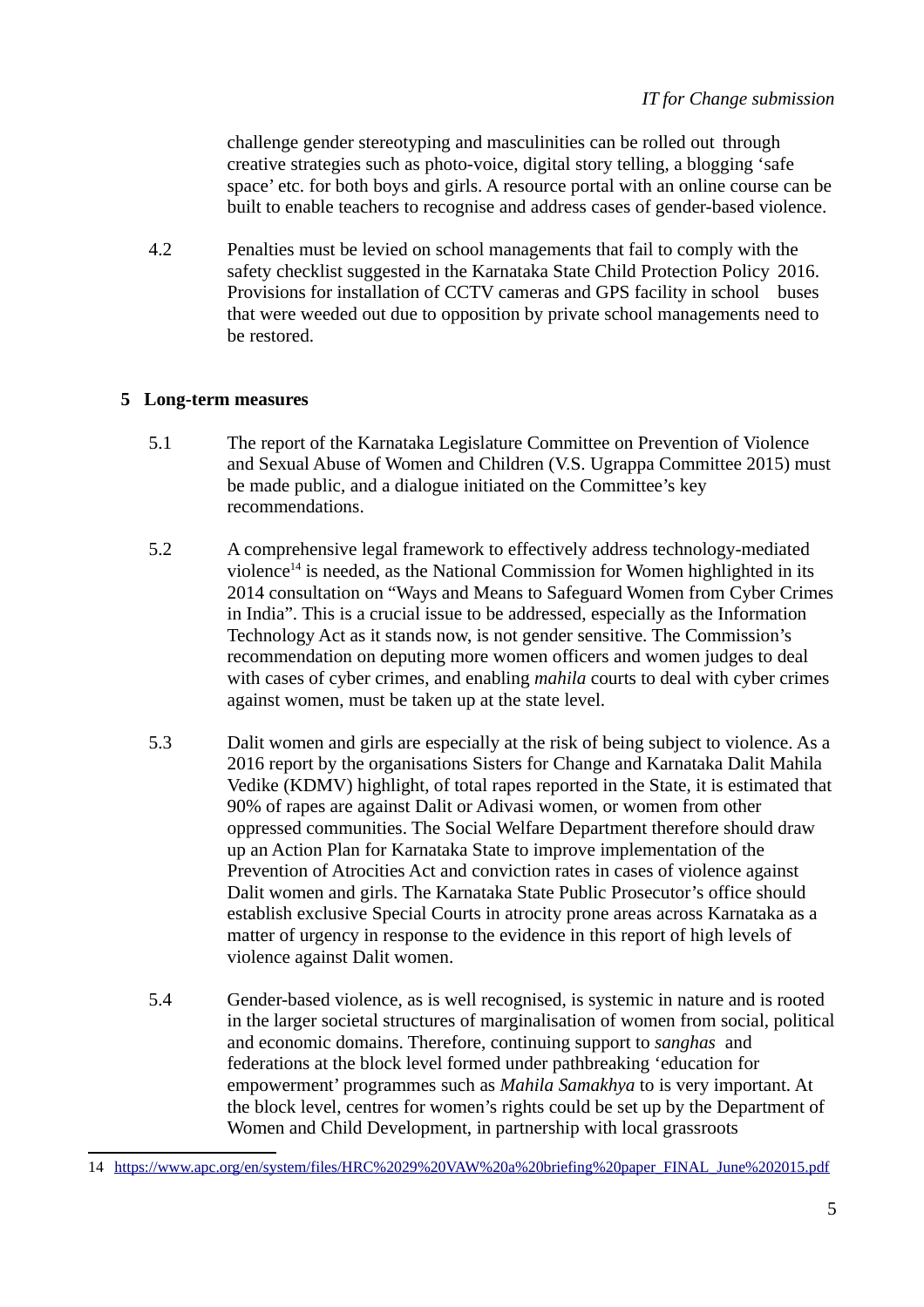challenge gender stereotyping and masculinities can be rolled out through creative strategies such as photo-voice, digital story telling, a blogging 'safe space' etc. for both boys and girls. A resource portal with an online course can be built to enable teachers to recognise and address cases of gender-based violence.

4.2 Penalties must be levied on school managements that fail to comply with the safety checklist suggested in the Karnataka State Child Protection Policy 2016. Provisions for installation of CCTV cameras and GPS facility in school buses that were weeded out due to opposition by private school managements need to be restored.

## 5 Long-term measures

5.1 The report of the Karnataka Legislature Committee on Prevention of Violence and Sexual Abuse of Women and Children (V.S. Ugrappa Committee 2015) must be made public, and a dialogue initiated on the Committee's key recommendations.

5.2 A comprehensive legal framework to effectively address technology-mediated violence[14] is needed, as the National Commission for Women highlighted in its 2014 consultation on "Ways and Means to Safeguard Women from Cyber Crimes in India". This is a crucial issue to be addressed, especially as the Information Technology Act as it stands now, is not gender sensitive. The Commission's recommendation on deputing more women officers and women judges to deal with cases of cyber crimes, and enabling *mahila* courts to deal with cyber crimes against women, must be taken up at the state level.

5.3 Dalit women and girls are especially at the risk of being subject to violence. As a 2016 report by the organisations Sisters for Change and Karnataka Dalit Mahila Vedike (KDMV) highlight, of total rapes reported in the State, it is estimated that 90% of rapes are against Dalit or Adivasi women, or women from other oppressed communities. The Social Welfare Department therefore should draw up an Action Plan for Karnataka State to improve implementation of the Prevention of Atrocities Act and conviction rates in cases of violence against Dalit women and girls. The Karnataka State Public Prosecutor's office should establish exclusive Special Courts in atrocity prone areas across Karnataka as a matter of urgency in response to the evidence in this report of high levels of violence against Dalit women.

5.4 Gender-based violence, as is well recognised, is systemic in nature and is rooted in the larger societal structures of marginalisation of women from social, political and economic domains. Therefore, continuing support to *sanghas* and federations at the block level formed under pathbreaking 'education for empowerment' programmes such as *Mahila Samakhya* to is very important. At the block level, centres for women's rights could be set up by the Department of Women and Child Development, in partnership with local grassroots

---

14 https://www.apc.org/en/system/files/HRC%2029%20VAW%20a%20briefing%20paper_FINAL_June%202015.pdf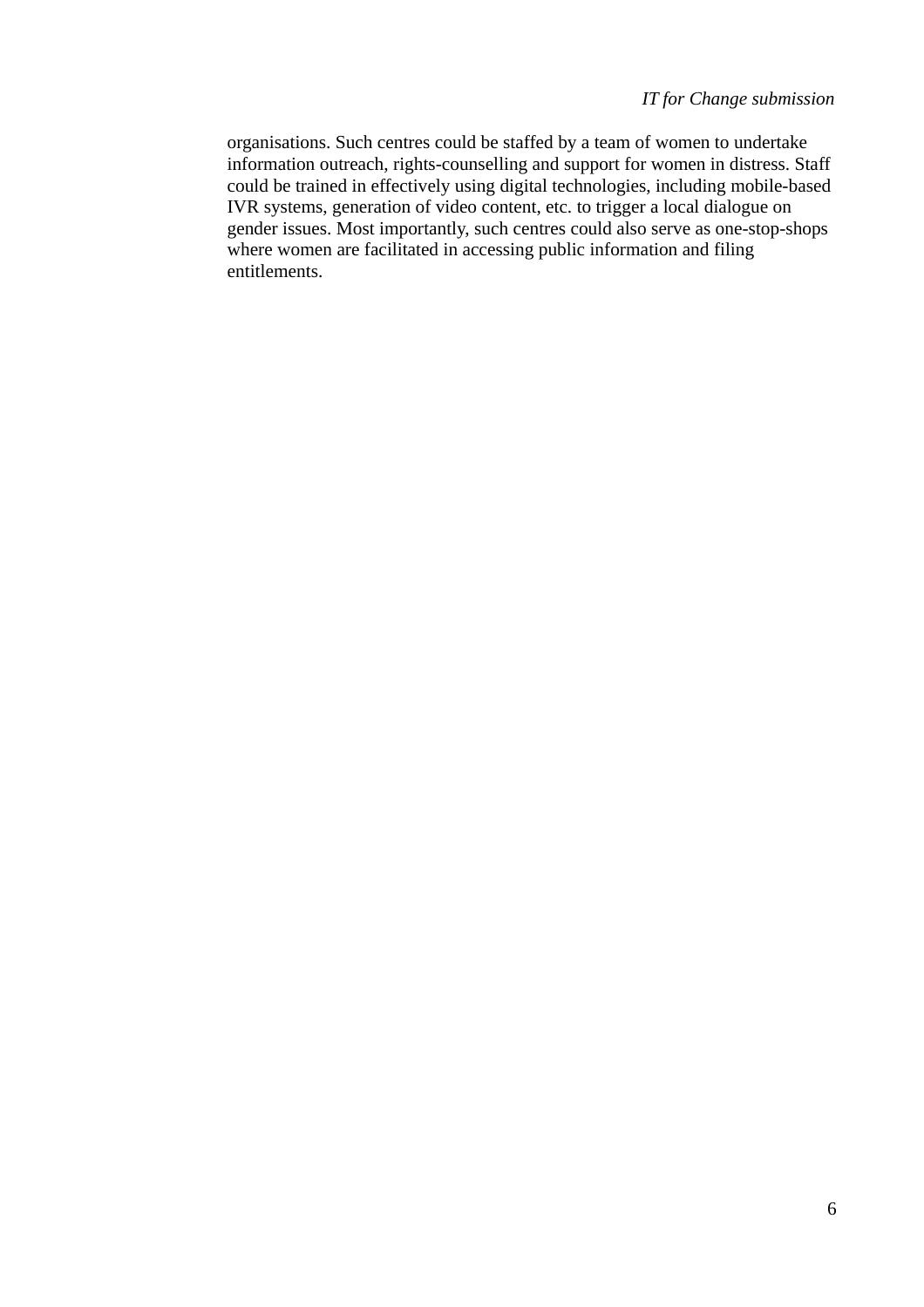organisations. Such centres could be staffed by a team of women to undertake information outreach, rights-counselling and support for women in distress. Staff could be trained in effectively using digital technologies, including mobile-based IVR systems, generation of video content, etc. to trigger a local dialogue on gender issues. Most importantly, such centres could also serve as one-stop-shops where women are facilitated in accessing public information and filing entitlements.